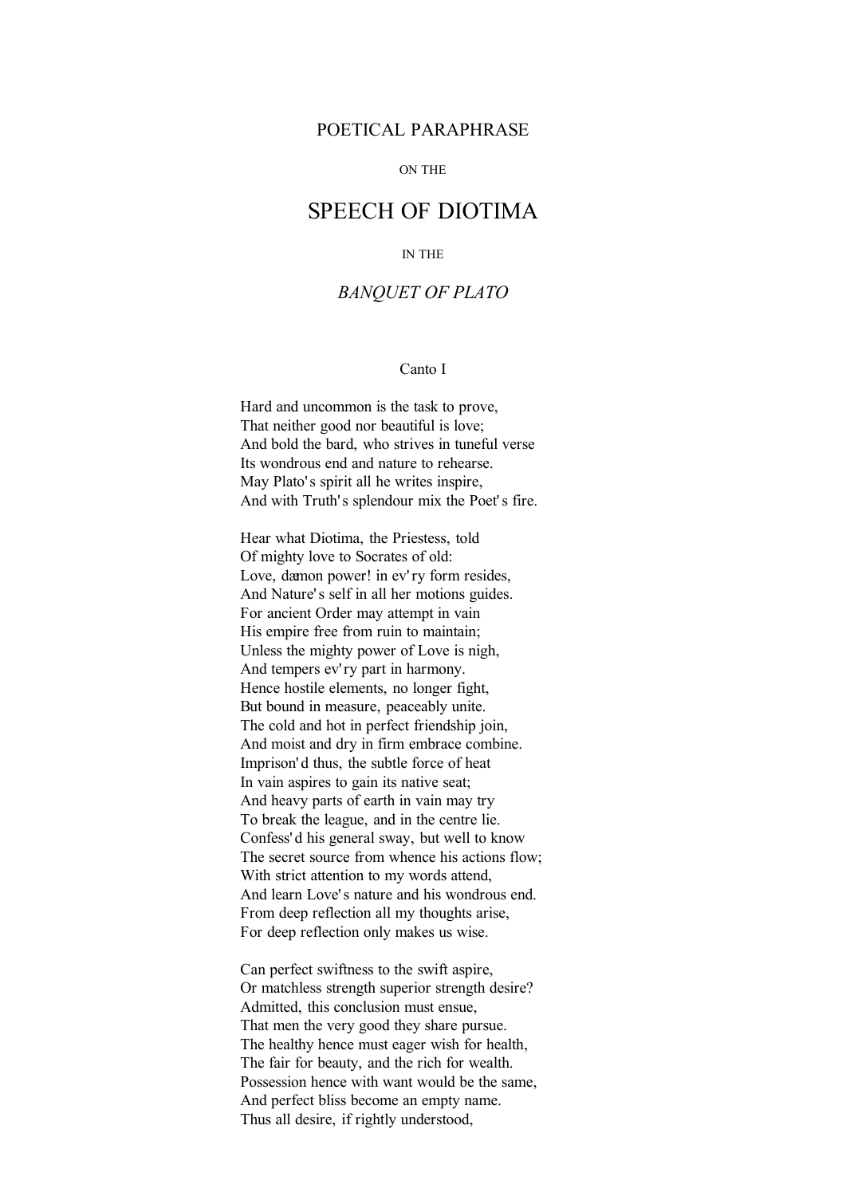# POETICAL PARAPHRASE

ON THE

# SPEECH OF DIOTIMA

IN THE

## *BANQUET OF PLATO*

### Canto I

Hard and uncommon is the task to prove,
That neither good nor beautiful is love;
And bold the bard, who strives in tuneful verse
Its wondrous end and nature to rehearse.
May Plato's spirit all he writes inspire,
And with Truth's splendour mix the Poet's fire.

Hear what Diotima, the Priestess, told
Of mighty love to Socrates of old:
Love, dæmon power! in ev'ry form resides,
And Nature's self in all her motions guides.
For ancient Order may attempt in vain
His empire free from ruin to maintain;
Unless the mighty power of Love is nigh,
And tempers ev'ry part in harmony.
Hence hostile elements, no longer fight,
But bound in measure, peaceably unite.
The cold and hot in perfect friendship join,
And moist and dry in firm embrace combine.
Imprison'd thus, the subtle force of heat
In vain aspires to gain its native seat;
And heavy parts of earth in vain may try
To break the league, and in the centre lie.
Confess'd his general sway, but well to know
The secret source from whence his actions flow;
With strict attention to my words attend,
And learn Love's nature and his wondrous end.
From deep reflection all my thoughts arise,
For deep reflection only makes us wise.

Can perfect swiftness to the swift aspire,
Or matchless strength superior strength desire?
Admitted, this conclusion must ensue,
That men the very good they share pursue.
The healthy hence must eager wish for health,
The fair for beauty, and the rich for wealth.
Possession hence with want would be the same,
And perfect bliss become an empty name.
Thus all desire, if rightly understood,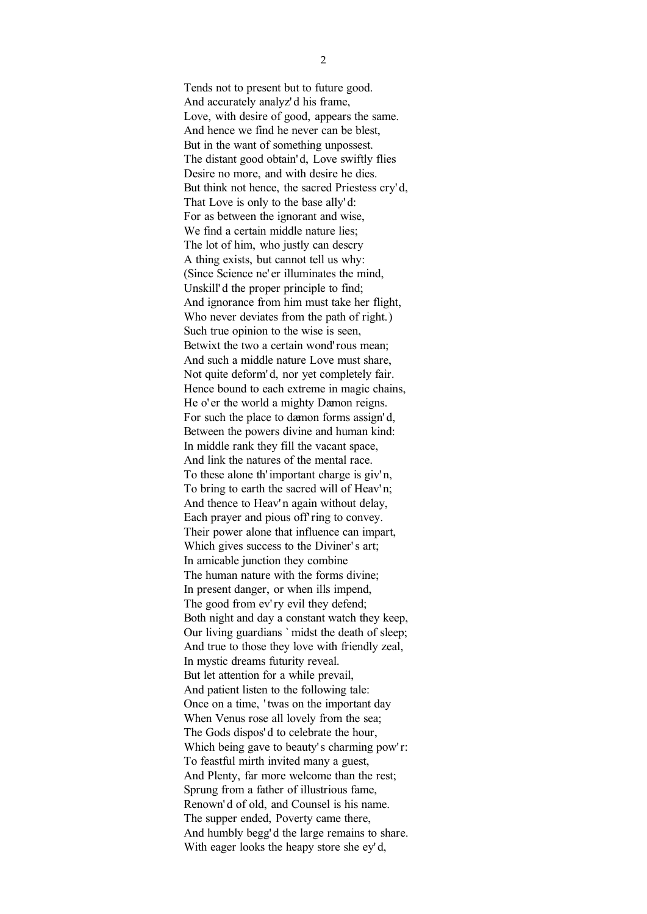Tends not to present but to future good.
And accurately analyz'd his frame,
Love, with desire of good, appears the same.
And hence we find he never can be blest,
But in the want of something unpossest.
The distant good obtain'd, Love swiftly flies
Desire no more, and with desire he dies.
But think not hence, the sacred Priestess cry'd,
That Love is only to the base ally'd:
For as between the ignorant and wise,
We find a certain middle nature lies;
The lot of him, who justly can descry
A thing exists, but cannot tell us why:
(Since Science ne'er illuminates the mind,
Unskill'd the proper principle to find;
And ignorance from him must take her flight,
Who never deviates from the path of right.)
Such true opinion to the wise is seen,
Betwixt the two a certain wond'rous mean;
And such a middle nature Love must share,
Not quite deform'd, nor yet completely fair.
Hence bound to each extreme in magic chains,
He o'er the world a mighty Dæmon reigns.
For such the place to dæmon forms assign'd,
Between the powers divine and human kind:
In middle rank they fill the vacant space,
And link the natures of the mental race.
To these alone th'important charge is giv'n,
To bring to earth the sacred will of Heav'n;
And thence to Heav'n again without delay,
Each prayer and pious off'ring to convey.
Their power alone that influence can impart,
Which gives success to the Diviner's art;
In amicable junction they combine
The human nature with the forms divine;
In present danger, or when ills impend,
The good from ev'ry evil they defend;
Both night and day a constant watch they keep,
Our living guardians `midst the death of sleep;
And true to those they love with friendly zeal,
In mystic dreams futurity reveal.
But let attention for a while prevail,
And patient listen to the following tale:
Once on a time, 'twas on the important day
When Venus rose all lovely from the sea;
The Gods dispos'd to celebrate the hour,
Which being gave to beauty's charming pow'r:
To feastful mirth invited many a guest,
And Plenty, far more welcome than the rest;
Sprung from a father of illustrious fame,
Renown'd of old, and Counsel is his name.
The supper ended, Poverty came there,
And humbly begg'd the large remains to share.
With eager looks the heapy store she ey'd,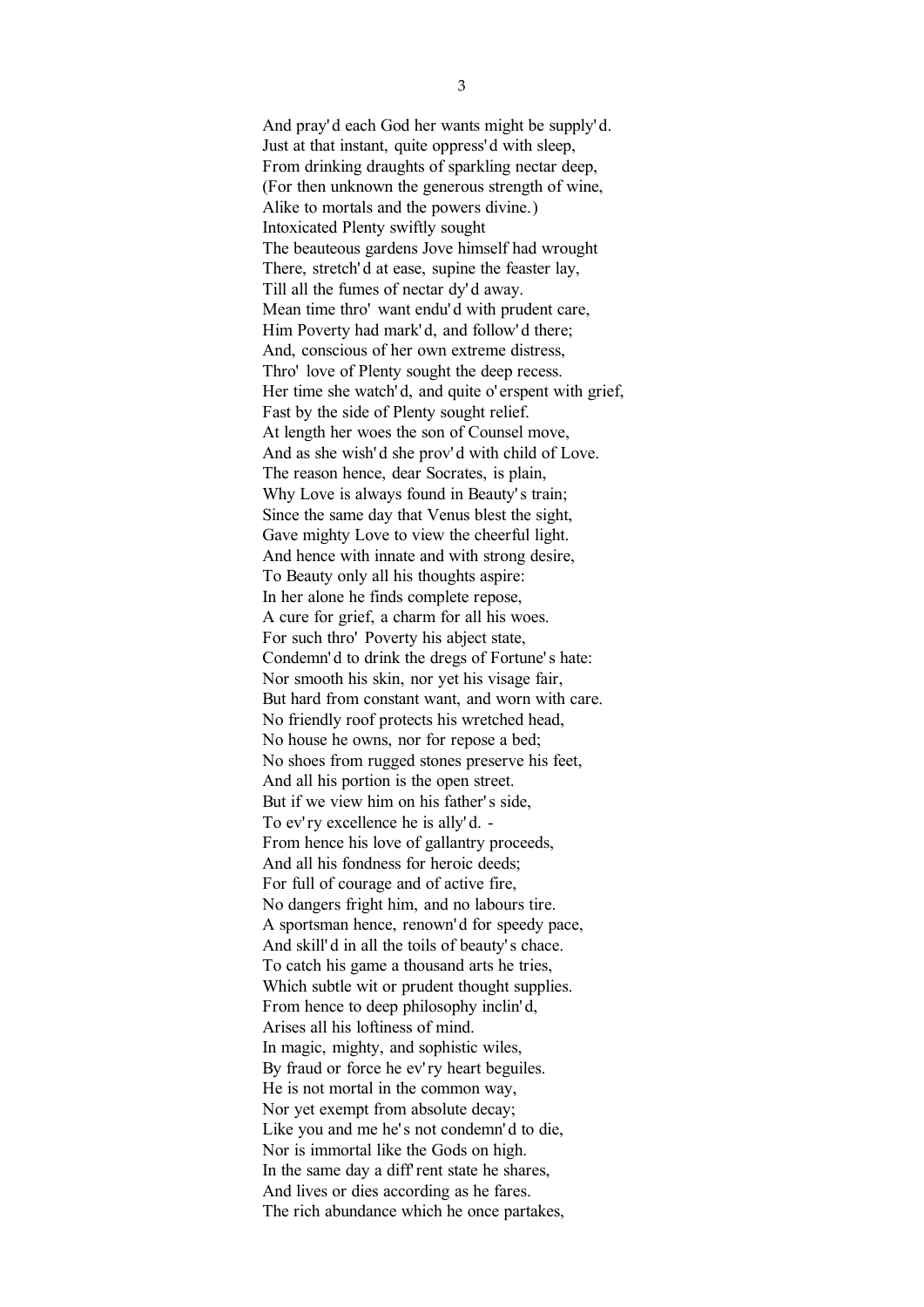And pray'd each God her wants might be supply'd.
Just at that instant, quite oppress'd with sleep,
From drinking draughts of sparkling nectar deep,
(For then unknown the generous strength of wine,
Alike to mortals and the powers divine.)
Intoxicated Plenty swiftly sought
The beauteous gardens Jove himself had wrought
There, stretch'd at ease, supine the feaster lay,
Till all the fumes of nectar dy'd away.
Mean time thro' want endu'd with prudent care,
Him Poverty had mark'd, and follow'd there;
And, conscious of her own extreme distress,
Thro' love of Plenty sought the deep recess.
Her time she watch'd, and quite o'erspent with grief,
Fast by the side of Plenty sought relief.
At length her woes the son of Counsel move,
And as she wish'd she prov'd with child of Love.
The reason hence, dear Socrates, is plain,
Why Love is always found in Beauty's train;
Since the same day that Venus blest the sight,
Gave mighty Love to view the cheerful light.
And hence with innate and with strong desire,
To Beauty only all his thoughts aspire:
In her alone he finds complete repose,
A cure for grief, a charm for all his woes.
For such thro' Poverty his abject state,
Condemn'd to drink the dregs of Fortune's hate:
Nor smooth his skin, nor yet his visage fair,
But hard from constant want, and worn with care.
No friendly roof protects his wretched head,
No house he owns, nor for repose a bed;
No shoes from rugged stones preserve his feet,
And all his portion is the open street.
But if we view him on his father's side,
To ev'ry excellence he is ally'd. -
From hence his love of gallantry proceeds,
And all his fondness for heroic deeds;
For full of courage and of active fire,
No dangers fright him, and no labours tire.
A sportsman hence, renown'd for speedy pace,
And skill'd in all the toils of beauty's chace.
To catch his game a thousand arts he tries,
Which subtle wit or prudent thought supplies.
From hence to deep philosophy inclin'd,
Arises all his loftiness of mind.
In magic, mighty, and sophistic wiles,
By fraud or force he ev'ry heart beguiles.
He is not mortal in the common way,
Nor yet exempt from absolute decay;
Like you and me he's not condemn'd to die,
Nor is immortal like the Gods on high.
In the same day a diff'rent state he shares,
And lives or dies according as he fares.
The rich abundance which he once partakes,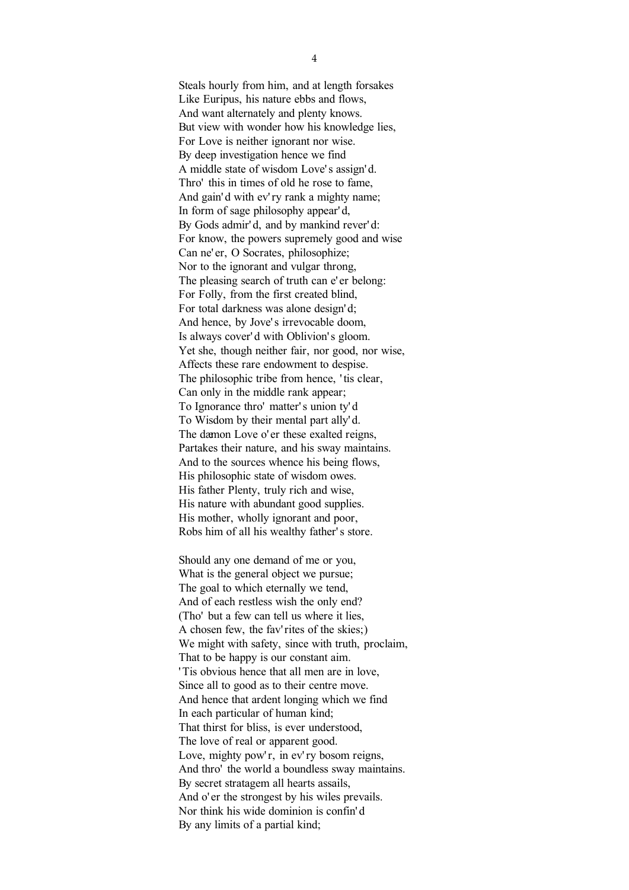Steals hourly from him, and at length forsakes
Like Euripus, his nature ebbs and flows,
And want alternately and plenty knows.
But view with wonder how his knowledge lies,
For Love is neither ignorant nor wise.
By deep investigation hence we find
A middle state of wisdom Love's assign'd.
Thro' this in times of old he rose to fame,
And gain'd with ev'ry rank a mighty name;
In form of sage philosophy appear'd,
By Gods admir'd, and by mankind rever'd:
For know, the powers supremely good and wise
Can ne'er, O Socrates, philosophize;
Nor to the ignorant and vulgar throng,
The pleasing search of truth can e'er belong:
For Folly, from the first created blind,
For total darkness was alone design'd;
And hence, by Jove's irrevocable doom,
Is always cover'd with Oblivion's gloom.
Yet she, though neither fair, nor good, nor wise,
Affects these rare endowment to despise.
The philosophic tribe from hence, 'tis clear,
Can only in the middle rank appear;
To Ignorance thro' matter's union ty'd
To Wisdom by their mental part ally'd.
The dæmon Love o'er these exalted reigns,
Partakes their nature, and his sway maintains.
And to the sources whence his being flows,
His philosophic state of wisdom owes.
His father Plenty, truly rich and wise,
His nature with abundant good supplies.
His mother, wholly ignorant and poor,
Robs him of all his wealthy father's store.

Should any one demand of me or you,
What is the general object we pursue;
The goal to which eternally we tend,
And of each restless wish the only end?
(Tho' but a few can tell us where it lies,
A chosen few, the fav'rites of the skies;)
We might with safety, since with truth, proclaim,
That to be happy is our constant aim.
'Tis obvious hence that all men are in love,
Since all to good as to their centre move.
And hence that ardent longing which we find
In each particular of human kind;
That thirst for bliss, is ever understood,
The love of real or apparent good.
Love, mighty pow'r, in ev'ry bosom reigns,
And thro' the world a boundless sway maintains.
By secret stratagem all hearts assails,
And o'er the strongest by his wiles prevails.
Nor think his wide dominion is confin'd
By any limits of a partial kind;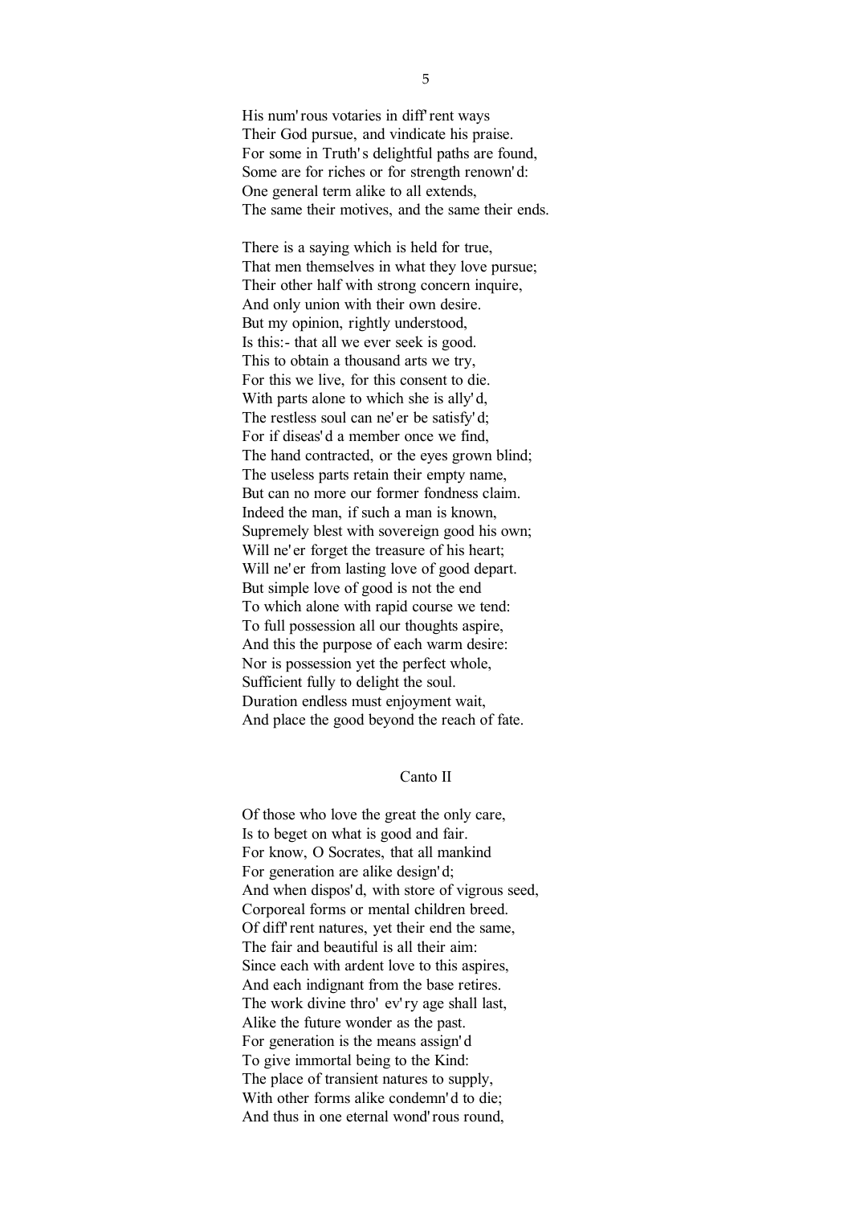His num'rous votaries in diff'rent ways
Their God pursue, and vindicate his praise.
For some in Truth's delightful paths are found,
Some are for riches or for strength renown'd:
One general term alike to all extends,
The same their motives, and the same their ends.

There is a saying which is held for true,
That men themselves in what they love pursue;
Their other half with strong concern inquire,
And only union with their own desire.
But my opinion, rightly understood,
Is this:- that all we ever seek is good.
This to obtain a thousand arts we try,
For this we live, for this consent to die.
With parts alone to which she is ally'd,
The restless soul can ne'er be satisfy'd;
For if diseas'd a member once we find,
The hand contracted, or the eyes grown blind;
The useless parts retain their empty name,
But can no more our former fondness claim.
Indeed the man, if such a man is known,
Supremely blest with sovereign good his own;
Will ne'er forget the treasure of his heart;
Will ne'er from lasting love of good depart.
But simple love of good is not the end
To which alone with rapid course we tend:
To full possession all our thoughts aspire,
And this the purpose of each warm desire:
Nor is possession yet the perfect whole,
Sufficient fully to delight the soul.
Duration endless must enjoyment wait,
And place the good beyond the reach of fate.

## Canto II

Of those who love the great the only care,
Is to beget on what is good and fair.
For know, O Socrates, that all mankind
For generation are alike design'd;
And when dispos'd, with store of vigrous seed,
Corporeal forms or mental children breed.
Of diff'rent natures, yet their end the same,
The fair and beautiful is all their aim:
Since each with ardent love to this aspires,
And each indignant from the base retires.
The work divine thro' ev'ry age shall last,
Alike the future wonder as the past.
For generation is the means assign'd
To give immortal being to the Kind:
The place of transient natures to supply,
With other forms alike condemn'd to die;
And thus in one eternal wond'rous round,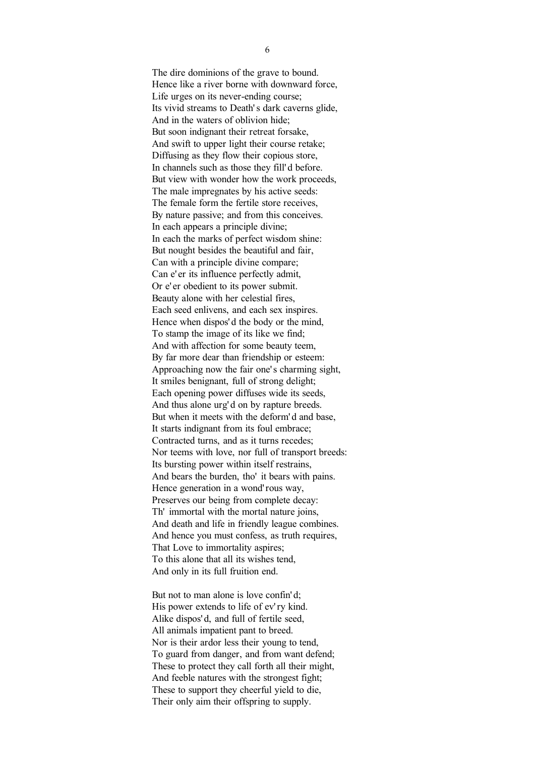The dire dominions of the grave to bound.  
Hence like a river borne with downward force,  
Life urges on its never-ending course;  
Its vivid streams to Death's dark caverns glide,  
And in the waters of oblivion hide;  
But soon indignant their retreat forsake,  
And swift to upper light their course retake;  
Diffusing as they flow their copious store,  
In channels such as those they fill'd before.  
But view with wonder how the work proceeds,  
The male impregnates by his active seeds:  
The female form the fertile store receives,  
By nature passive; and from this conceives.  
In each appears a principle divine;  
In each the marks of perfect wisdom shine:  
But nought besides the beautiful and fair,  
Can with a principle divine compare;  
Can e'er its influence perfectly admit,  
Or e'er obedient to its power submit.  
Beauty alone with her celestial fires,  
Each seed enlivens, and each sex inspires.  
Hence when dispos'd the body or the mind,  
To stamp the image of its like we find;  
And with affection for some beauty teem,  
By far more dear than friendship or esteem:  
Approaching now the fair one's charming sight,  
It smiles benignant, full of strong delight;  
Each opening power diffuses wide its seeds,  
And thus alone urg'd on by rapture breeds.  
But when it meets with the deform'd and base,  
It starts indignant from its foul embrace;  
Contracted turns, and as it turns recedes;  
Nor teems with love, nor full of transport breeds:  
Its bursting power within itself restrains,  
And bears the burden, tho' it bears with pains.  
Hence generation in a wond'rous way,  
Preserves our being from complete decay:  
Th' immortal with the mortal nature joins,  
And death and life in friendly league combines.  
And hence you must confess, as truth requires,  
That Love to immortality aspires;  
To this alone that all its wishes tend,  
And only in its full fruition end.

But not to man alone is love confin'd;  
His power extends to life of ev'ry kind.  
Alike dispos'd, and full of fertile seed,  
All animals impatient pant to breed.  
Nor is their ardor less their young to tend,  
To guard from danger, and from want defend;  
These to protect they call forth all their might,  
And feeble natures with the strongest fight;  
These to support they cheerful yield to die,  
Their only aim their offspring to supply.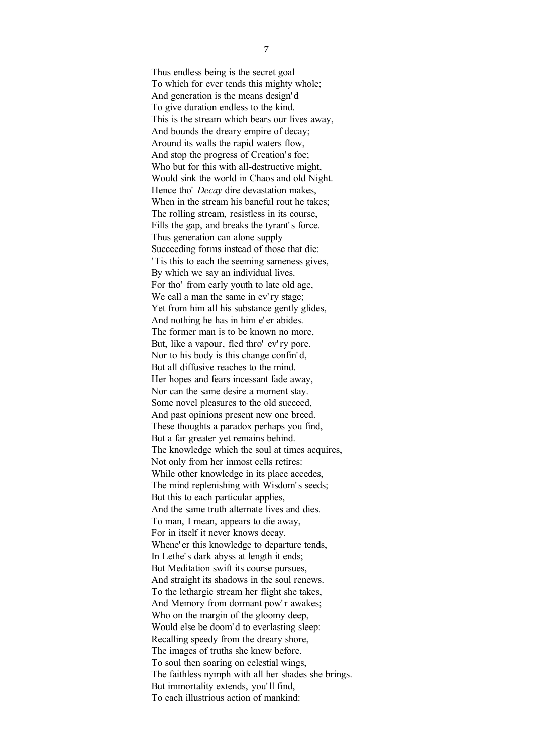Thus endless being is the secret goal
To which for ever tends this mighty whole;
And generation is the means design'd
To give duration endless to the kind.
This is the stream which bears our lives away,
And bounds the dreary empire of decay;
Around its walls the rapid waters flow,
And stop the progress of Creation's foe;
Who but for this with all-destructive might,
Would sink the world in Chaos and old Night.
Hence tho' *Decay* dire devastation makes,
When in the stream his baneful rout he takes;
The rolling stream, resistless in its course,
Fills the gap, and breaks the tyrant's force.
Thus generation can alone supply
Succeeding forms instead of those that die:
'Tis this to each the seeming sameness gives,
By which we say an individual lives.
For tho' from early youth to late old age,
We call a man the same in ev'ry stage;
Yet from him all his substance gently glides,
And nothing he has in him e'er abides.
The former man is to be known no more,
But, like a vapour, fled thro' ev'ry pore.
Nor to his body is this change confin'd,
But all diffusive reaches to the mind.
Her hopes and fears incessant fade away,
Nor can the same desire a moment stay.
Some novel pleasures to the old succeed,
And past opinions present new one breed.
These thoughts a paradox perhaps you find,
But a far greater yet remains behind.
The knowledge which the soul at times acquires,
Not only from her inmost cells retires:
While other knowledge in its place accedes,
The mind replenishing with Wisdom's seeds;
But this to each particular applies,
And the same truth alternate lives and dies.
To man, I mean, appears to die away,
For in itself it never knows decay.
Whene'er this knowledge to departure tends,
In Lethe's dark abyss at length it ends;
But Meditation swift its course pursues,
And straight its shadows in the soul renews.
To the lethargic stream her flight she takes,
And Memory from dormant pow'r awakes;
Who on the margin of the gloomy deep,
Would else be doom'd to everlasting sleep:
Recalling speedy from the dreary shore,
The images of truths she knew before.
To soul then soaring on celestial wings,
The faithless nymph with all her shades she brings.
But immortality extends, you'll find,
To each illustrious action of mankind: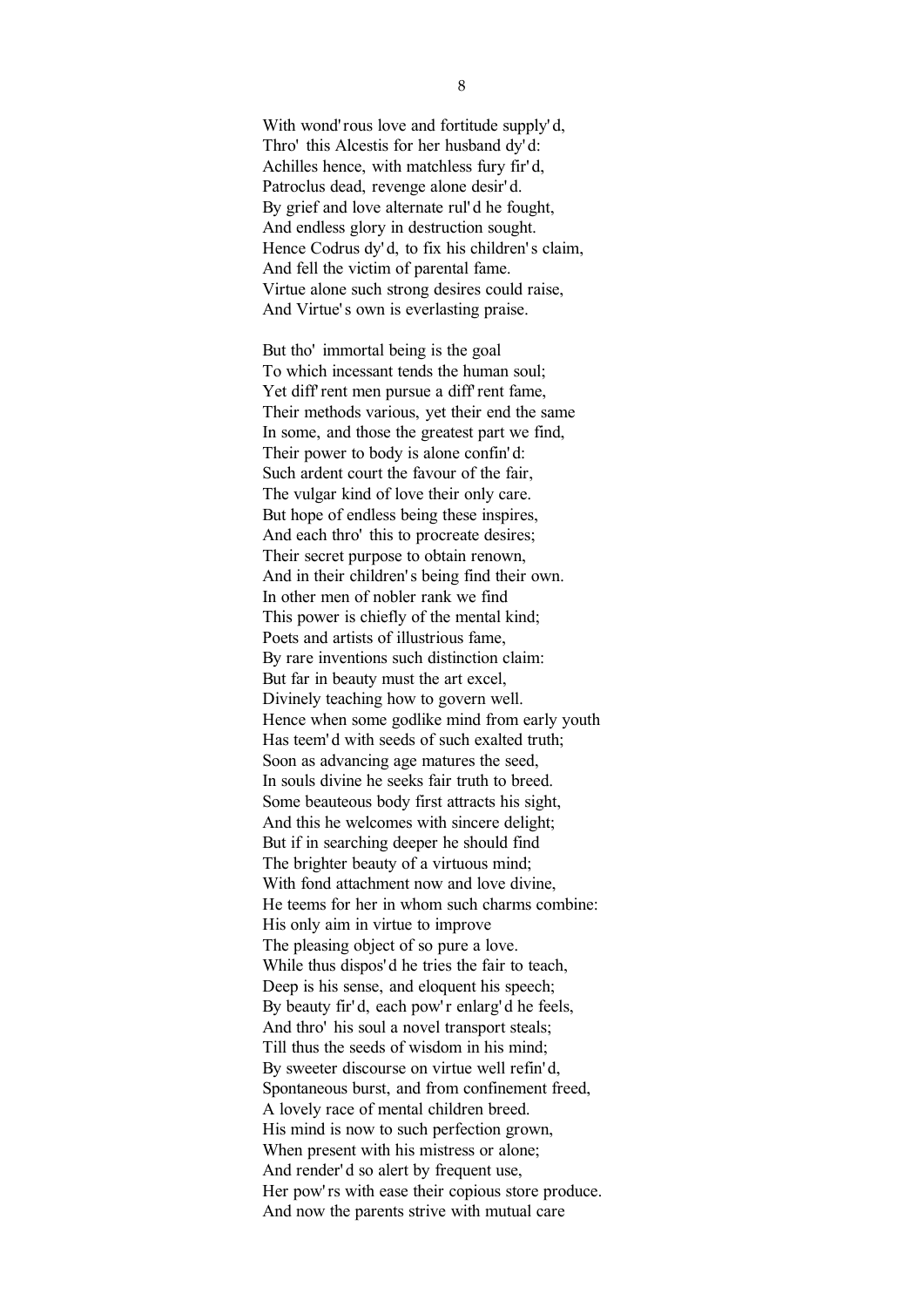With wond'rous love and fortitude supply'd,
Thro' this Alcestis for her husband dy'd:
Achilles hence, with matchless fury fir'd,
Patroclus dead, revenge alone desir'd.
By grief and love alternate rul'd he fought,
And endless glory in destruction sought.
Hence Codrus dy'd, to fix his children's claim,
And fell the victim of parental fame.
Virtue alone such strong desires could raise,
And Virtue's own is everlasting praise.

But tho' immortal being is the goal
To which incessant tends the human soul;
Yet diff'rent men pursue a diff'rent fame,
Their methods various, yet their end the same
In some, and those the greatest part we find,
Their power to body is alone confin'd:
Such ardent court the favour of the fair,
The vulgar kind of love their only care.
But hope of endless being these inspires,
And each thro' this to procreate desires;
Their secret purpose to obtain renown,
And in their children's being find their own.
In other men of nobler rank we find
This power is chiefly of the mental kind;
Poets and artists of illustrious fame,
By rare inventions such distinction claim:
But far in beauty must the art excel,
Divinely teaching how to govern well.
Hence when some godlike mind from early youth
Has teem'd with seeds of such exalted truth;
Soon as advancing age matures the seed,
In souls divine he seeks fair truth to breed.
Some beauteous body first attracts his sight,
And this he welcomes with sincere delight;
But if in searching deeper he should find
The brighter beauty of a virtuous mind;
With fond attachment now and love divine,
He teems for her in whom such charms combine:
His only aim in virtue to improve
The pleasing object of so pure a love.
While thus dispos'd he tries the fair to teach,
Deep is his sense, and eloquent his speech;
By beauty fir'd, each pow'r enlarg'd he feels,
And thro' his soul a novel transport steals;
Till thus the seeds of wisdom in his mind;
By sweeter discourse on virtue well refin'd,
Spontaneous burst, and from confinement freed,
A lovely race of mental children breed.
His mind is now to such perfection grown,
When present with his mistress or alone;
And render'd so alert by frequent use,
Her pow'rs with ease their copious store produce.
And now the parents strive with mutual care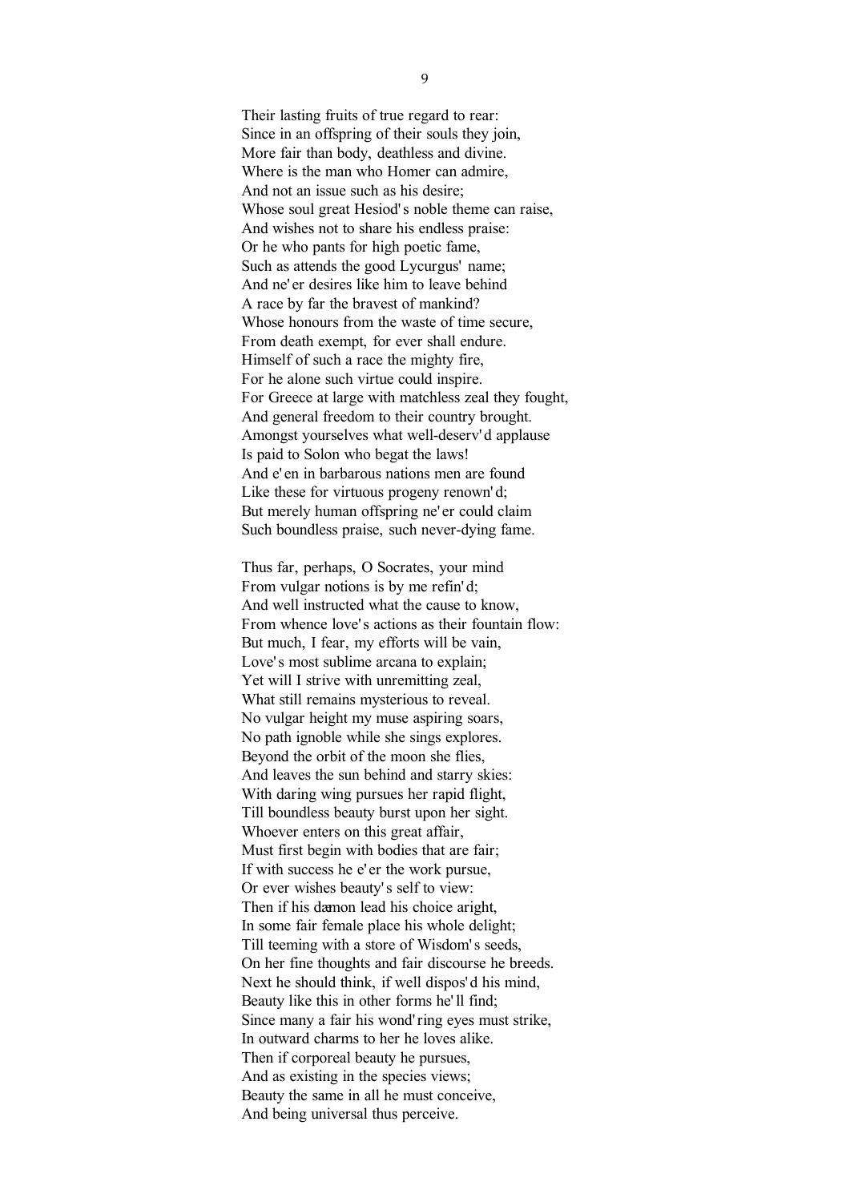Their lasting fruits of true regard to rear:
Since in an offspring of their souls they join,
More fair than body, deathless and divine.
Where is the man who Homer can admire,
And not an issue such as his desire;
Whose soul great Hesiod's noble theme can raise,
And wishes not to share his endless praise:
Or he who pants for high poetic fame,
Such as attends the good Lycurgus' name;
And ne'er desires like him to leave behind
A race by far the bravest of mankind?
Whose honours from the waste of time secure,
From death exempt, for ever shall endure.
Himself of such a race the mighty fire,
For he alone such virtue could inspire.
For Greece at large with matchless zeal they fought,
And general freedom to their country brought.
Amongst yourselves what well-deserv'd applause
Is paid to Solon who begat the laws!
And e'en in barbarous nations men are found
Like these for virtuous progeny renown'd;
But merely human offspring ne'er could claim
Such boundless praise, such never-dying fame.

Thus far, perhaps, O Socrates, your mind
From vulgar notions is by me refin'd;
And well instructed what the cause to know,
From whence love's actions as their fountain flow:
But much, I fear, my efforts will be vain,
Love's most sublime arcana to explain;
Yet will I strive with unremitting zeal,
What still remains mysterious to reveal.
No vulgar height my muse aspiring soars,
No path ignoble while she sings explores.
Beyond the orbit of the moon she flies,
And leaves the sun behind and starry skies:
With daring wing pursues her rapid flight,
Till boundless beauty burst upon her sight.
Whoever enters on this great affair,
Must first begin with bodies that are fair;
If with success he e'er the work pursue,
Or ever wishes beauty's self to view:
Then if his dæmon lead his choice aright,
In some fair female place his whole delight;
Till teeming with a store of Wisdom's seeds,
On her fine thoughts and fair discourse he breeds.
Next he should think, if well dispos'd his mind,
Beauty like this in other forms he'll find;
Since many a fair his wond'ring eyes must strike,
In outward charms to her he loves alike.
Then if corporeal beauty he pursues,
And as existing in the species views;
Beauty the same in all he must conceive,
And being universal thus perceive.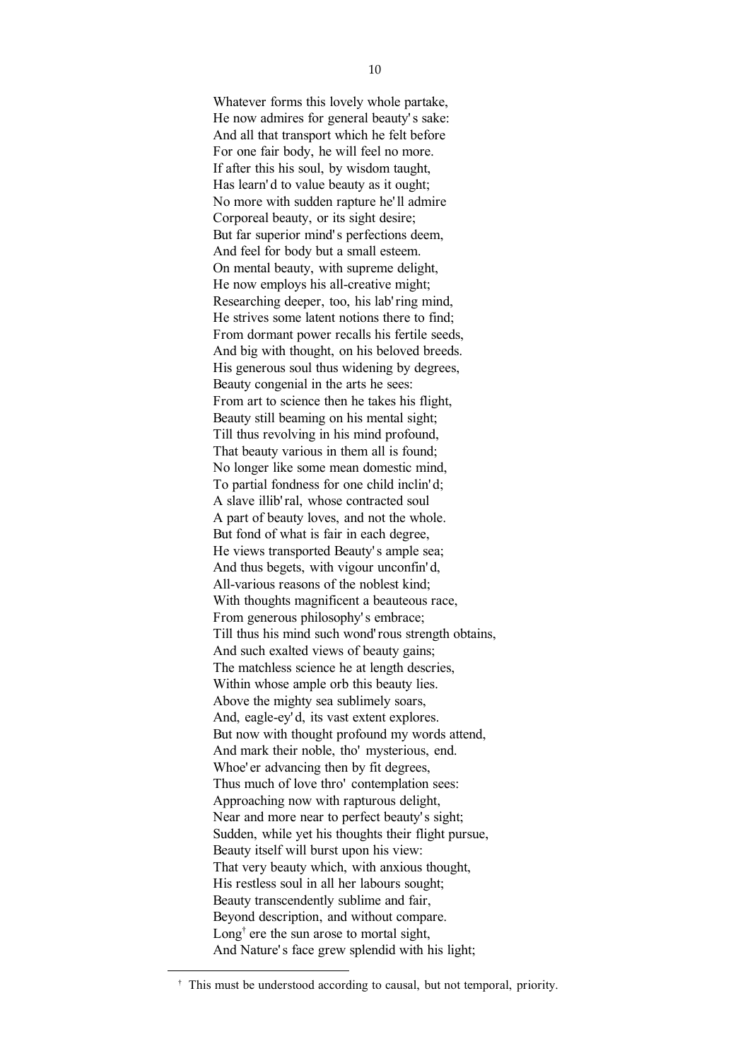Whatever forms this lovely whole partake,
He now admires for general beauty's sake:
And all that transport which he felt before
For one fair body, he will feel no more.
If after this his soul, by wisdom taught,
Has learn'd to value beauty as it ought;
No more with sudden rapture he'll admire
Corporeal beauty, or its sight desire;
But far superior mind's perfections deem,
And feel for body but a small esteem.
On mental beauty, with supreme delight,
He now employs his all-creative might;
Researching deeper, too, his lab'ring mind,
He strives some latent notions there to find;
From dormant power recalls his fertile seeds,
And big with thought, on his beloved breeds.
His generous soul thus widening by degrees,
Beauty congenial in the arts he sees:
From art to science then he takes his flight,
Beauty still beaming on his mental sight;
Till thus revolving in his mind profound,
That beauty various in them all is found;
No longer like some mean domestic mind,
To partial fondness for one child inclin'd;
A slave illib'ral, whose contracted soul
A part of beauty loves, and not the whole.
But fond of what is fair in each degree,
He views transported Beauty's ample sea;
And thus begets, with vigour unconfin'd,
All-various reasons of the noblest kind;
With thoughts magnificent a beauteous race,
From generous philosophy's embrace;
Till thus his mind such wond'rous strength obtains,
And such exalted views of beauty gains;
The matchless science he at length descries,
Within whose ample orb this beauty lies.
Above the mighty sea sublimely soars,
And, eagle-ey'd, its vast extent explores.
But now with thought profound my words attend,
And mark their noble, tho' mysterious, end.
Whoe'er advancing then by fit degrees,
Thus much of love thro' contemplation sees:
Approaching now with rapturous delight,
Near and more near to perfect beauty's sight;
Sudden, while yet his thoughts their flight pursue,
Beauty itself will burst upon his view:
That very beauty which, with anxious thought,
His restless soul in all her labours sought;
Beauty transcendently sublime and fair,
Beyond description, and without compare.
Long[†] ere the sun arose to mortal sight,
And Nature's face grew splendid with his light;

---

[†] This must be understood according to causal, but not temporal, priority.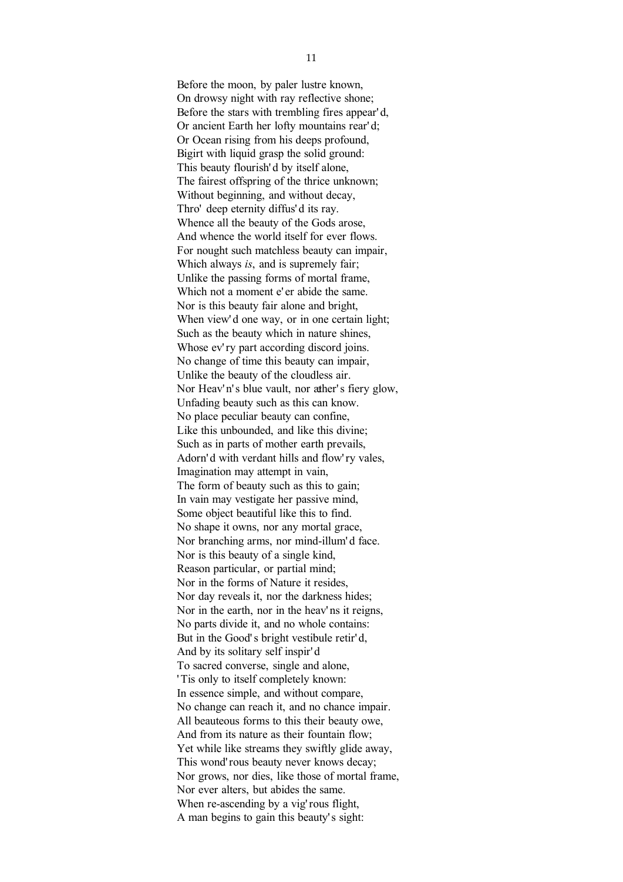Before the moon, by paler lustre known,
On drowsy night with ray reflective shone;
Before the stars with trembling fires appear'd,
Or ancient Earth her lofty mountains rear'd;
Or Ocean rising from his deeps profound,
Bigirt with liquid grasp the solid ground:
This beauty flourish'd by itself alone,
The fairest offspring of the thrice unknown;
Without beginning, and without decay,
Thro' deep eternity diffus'd its ray.
Whence all the beauty of the Gods arose,
And whence the world itself for ever flows.
For nought such matchless beauty can impair,
Which always *is*, and is supremely fair;
Unlike the passing forms of mortal frame,
Which not a moment e'er abide the same.
Nor is this beauty fair alone and bright,
When view'd one way, or in one certain light;
Such as the beauty which in nature shines,
Whose ev'ry part according discord joins.
No change of time this beauty can impair,
Unlike the beauty of the cloudless air.
Nor Heav'n's blue vault, nor æther's fiery glow,
Unfading beauty such as this can know.
No place peculiar beauty can confine,
Like this unbounded, and like this divine;
Such as in parts of mother earth prevails,
Adorn'd with verdant hills and flow'ry vales,
Imagination may attempt in vain,
The form of beauty such as this to gain;
In vain may vestigate her passive mind,
Some object beautiful like this to find.
No shape it owns, nor any mortal grace,
Nor branching arms, nor mind-illum'd face.
Nor is this beauty of a single kind,
Reason particular, or partial mind;
Nor in the forms of Nature it resides,
Nor day reveals it, nor the darkness hides;
Nor in the earth, nor in the heav'ns it reigns,
No parts divide it, and no whole contains:
But in the Good's bright vestibule retir'd,
And by its solitary self inspir'd
To sacred converse, single and alone,
'Tis only to itself completely known:
In essence simple, and without compare,
No change can reach it, and no chance impair.
All beauteous forms to this their beauty owe,
And from its nature as their fountain flow;
Yet while like streams they swiftly glide away,
This wond'rous beauty never knows decay;
Nor grows, nor dies, like those of mortal frame,
Nor ever alters, but abides the same.
When re-ascending by a vig'rous flight,
A man begins to gain this beauty's sight: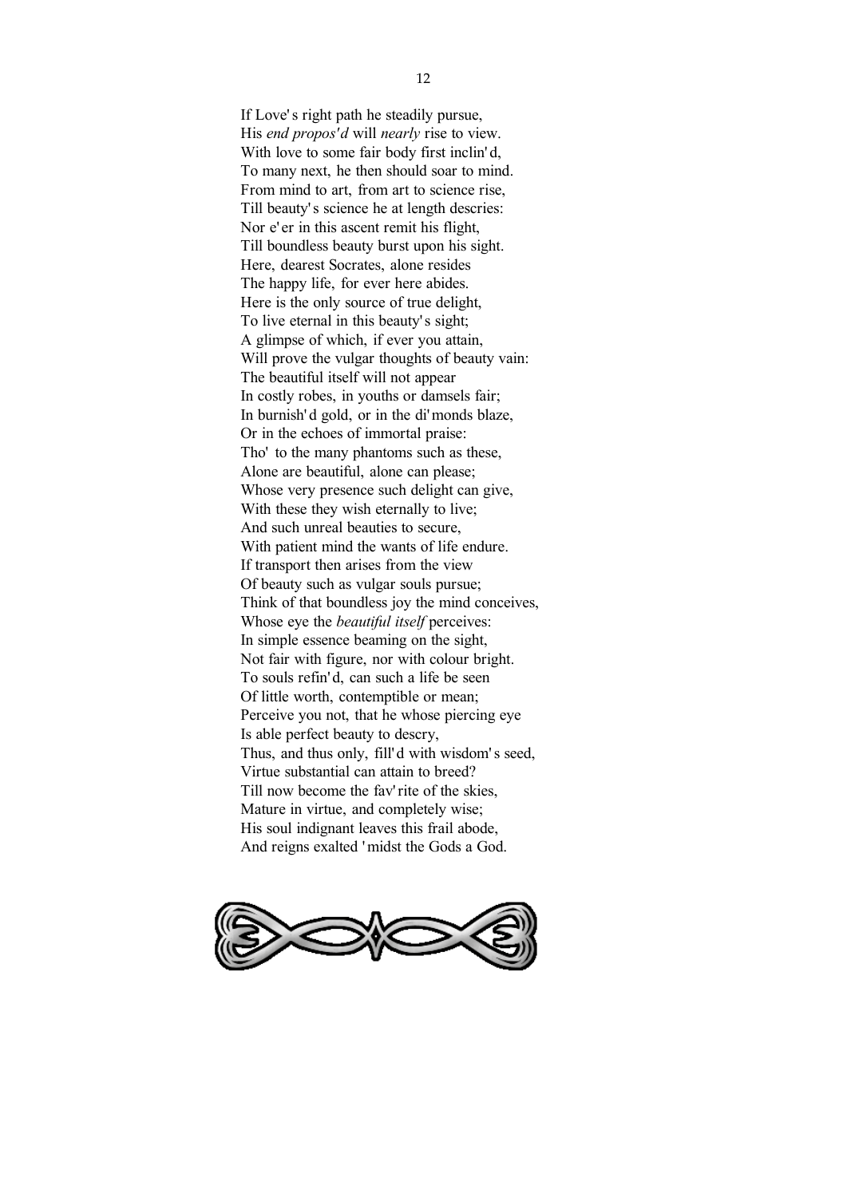If Love's right path he steadily pursue,  
His *end propos'd* will *nearly* rise to view.  
With love to some fair body first inclin'd,  
To many next, he then should soar to mind.  
From mind to art, from art to science rise,  
Till beauty's science he at length descries:  
Nor e'er in this ascent remit his flight,  
Till boundless beauty burst upon his sight.  
Here, dearest Socrates, alone resides  
The happy life, for ever here abides.  
Here is the only source of true delight,  
To live eternal in this beauty's sight;  
A glimpse of which, if ever you attain,  
Will prove the vulgar thoughts of beauty vain:  
The beautiful itself will not appear  
In costly robes, in youths or damsels fair;  
In burnish'd gold, or in the di'monds blaze,  
Or in the echoes of immortal praise:  
Tho' to the many phantoms such as these,  
Alone are beautiful, alone can please;  
Whose very presence such delight can give,  
With these they wish eternally to live;  
And such unreal beauties to secure,  
With patient mind the wants of life endure.  
If transport then arises from the view  
Of beauty such as vulgar souls pursue;  
Think of that boundless joy the mind conceives,  
Whose eye the *beautiful itself* perceives:  
In simple essence beaming on the sight,  
Not fair with figure, nor with colour bright.  
To souls refin'd, can such a life be seen  
Of little worth, contemptible or mean;  
Perceive you not, that he whose piercing eye  
Is able perfect beauty to descry,  
Thus, and thus only, fill'd with wisdom's seed,  
Virtue substantial can attain to breed?  
Till now become the fav'rite of the skies,  
Mature in virtue, and completely wise;  
His soul indignant leaves this frail abode,  
And reigns exalted 'midst the Gods a God.